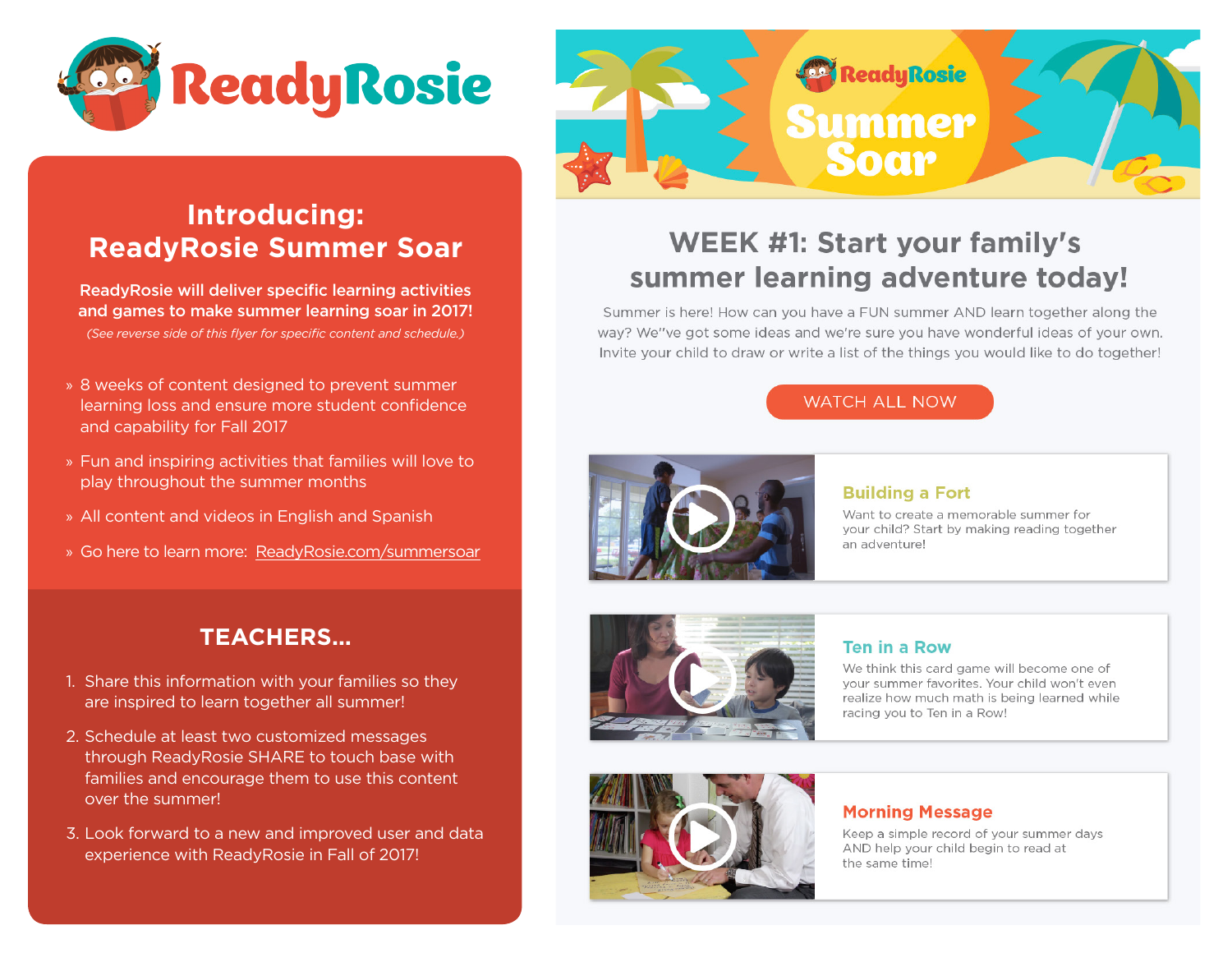# ReadyRosie

## Introducing: ReadyRosie Summer Soar

**ReadyRosie will deliver specific learning activities and games to make summer learning soar in 2017!**

*(See reverse side of this flyer for specific content and schedule.)*

- 8 weeks of content designed to prevent summer learning loss and ensure more student confidence and capability for Fall 2017
- Fun and inspiring activities that families will love to play throughout the summer months
- All content and videos in English and Spanish
- Go here to learn more: ReadyRosie.com/summersoar

## TEACHERS...

1. Share this information with your families so they are inspired to learn together all summer!
2. Schedule at least two customized messages through ReadyRosie SHARE to touch base with families and encourage them to use this content over the summer!
3. Look forward to a new and improved user and data experience with ReadyRosie in Fall of 2017!

---

ReadyRosie Summer Soar

## WEEK #1: Start your family's summer learning adventure today!

Summer is here! How can you have a FUN summer AND learn together along the way? We''ve got some ideas and we're sure you have wonderful ideas of your own. Invite your child to draw or write a list of the things you would like to do together!

WATCH ALL NOW

### Building a Fort

Want to create a memorable summer for your child? Start by making reading together an adventure!

### Ten in a Row

We think this card game will become one of your summer favorites. Your child won't even realize how much math is being learned while racing you to Ten in a Row!

### Morning Message

Keep a simple record of your summer days AND help your child begin to read at the same time!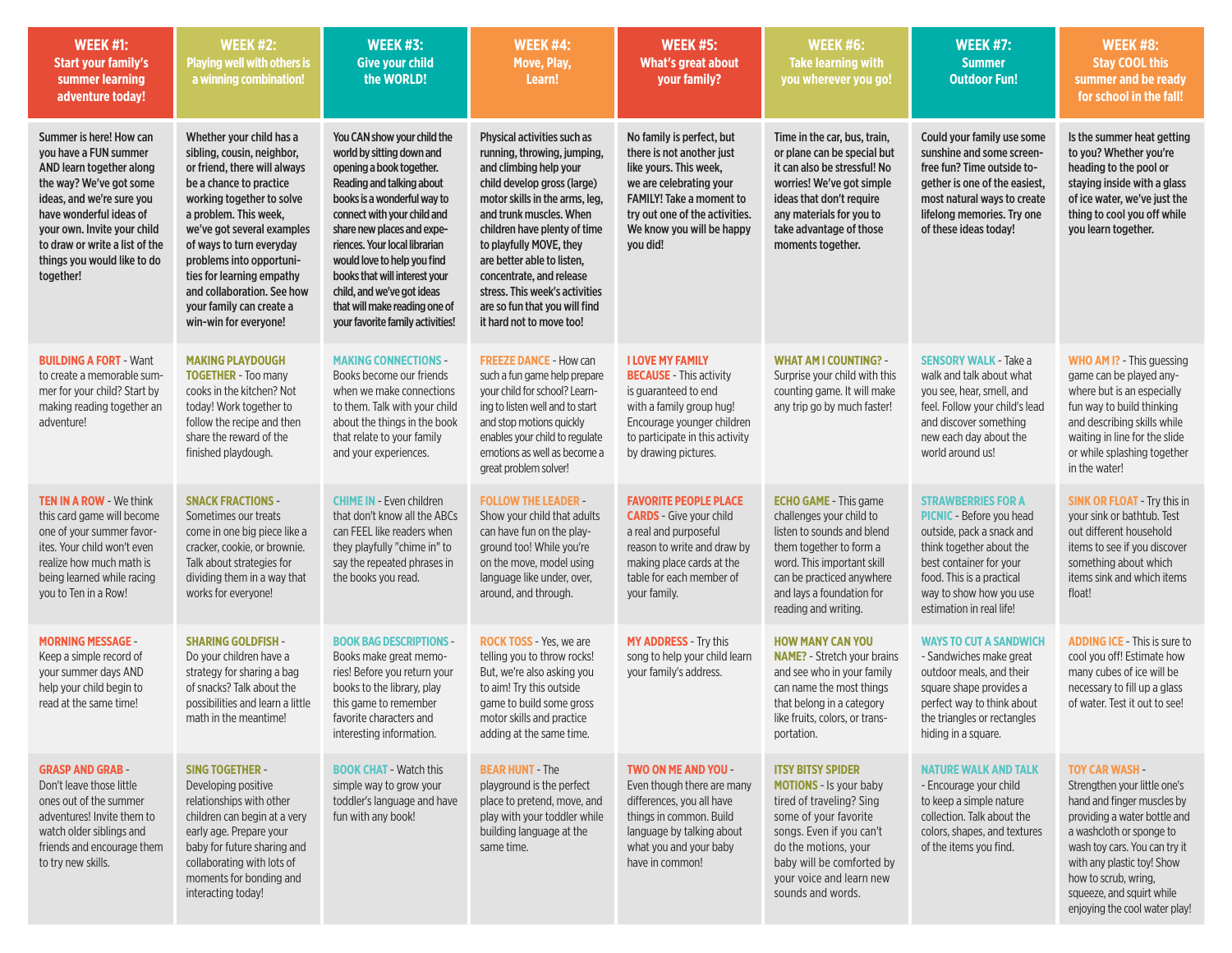| WEEK #1: Start your family's summer learning adventure today! | WEEK #2: Playing well with others is a winning combination! | WEEK #3: Give your child the WORLD! | WEEK #4: Move, Play, Learn! | WEEK #5: What's great about your family? | WEEK #6: Take learning with you wherever you go! | WEEK #7: Summer Outdoor Fun! | WEEK #8: Stay COOL this summer and be ready for school in the fall! |
|---|---|---|---|---|---|---|---|
| Summer is here! How can you have a FUN summer AND learn together along the way? We've got some ideas, and we're sure you have wonderful ideas of your own. Invite your child to draw or write a list of the things you would like to do together! | Whether your child has a sibling, cousin, neighbor, or friend, there will always be a chance to practice working together to solve a problem. This week, we've got several examples of ways to turn everyday problems into opportunities for learning empathy and collaboration. See how your family can create a win-win for everyone! | You CAN show your child the world by sitting down and opening a book together. Reading and talking about books is a wonderful way to connect with your child and share new places and experiences. Your local librarian would love to help you find books that will interest your child, and we've got ideas that will make reading one of your favorite family activities! | Physical activities such as running, throwing, jumping, and climbing help your child develop gross (large) motor skills in the arms, leg, and trunk muscles. When children have plenty of time to playfully MOVE, they are better able to listen, concentrate, and release stress. This week's activities are so fun that you will find it hard not to move too! | No family is perfect, but there is not another just like yours. This week, we are celebrating your FAMILY! Take a moment to try out one of the activities. We know you will be happy you did! | Time in the car, bus, train, or plane can be special but it can also be stressful! No worries! We've got simple ideas that don't require any materials for you to take advantage of those moments together. | Could your family use some sunshine and some screen-free fun? Time outside together is one of the easiest, most natural ways to create lifelong memories. Try one of these ideas today! | Is the summer heat getting to you? Whether you're heading to the pool or staying inside with a glass of ice water, we've just the thing to cool you off while you learn together. |
| **BUILDING A FORT** - Want to create a memorable summer for your child? Start by making reading together an adventure! | **MAKING PLAYDOUGH TOGETHER** - Too many cooks in the kitchen? Not today! Work together to follow the recipe and then share the reward of the finished playdough. | **MAKING CONNECTIONS** - Books become our friends when we make connections to them. Talk with your child about the things in the book that relate to your family and your experiences. | **FREEZE DANCE** - How can such a fun game help prepare your child for school? Learning to listen well and to start and stop motions quickly enables your child to regulate emotions as well as become a great problem solver! | **I LOVE MY FAMILY BECAUSE** - This activity is guaranteed to end with a family group hug! Encourage younger children to participate in this activity by drawing pictures. | **WHAT AM I COUNTING?** - Surprise your child with this counting game. It will make any trip go by much faster! | **SENSORY WALK** - Take a walk and talk about what you see, hear, smell, and feel. Follow your child's lead and discover something new each day about the world around us! | **WHO AM I?** - This guessing game can be played anywhere but is an especially fun way to build thinking and describing skills while waiting in line for the slide or while splashing together in the water! |
| **TEN IN A ROW** - We think this card game will become one of your summer favorites. Your child won't even realize how much math is being learned while racing you to Ten in a Row! | **SNACK FRACTIONS** - Sometimes our treats come in one big piece like a cracker, cookie, or brownie. Talk about strategies for dividing them in a way that works for everyone! | **CHIME IN** - Even children that don't know all the ABCs can FEEL like readers when they playfully "chime in" to say the repeated phrases in the books you read. | **FOLLOW THE LEADER** - Show your child that adults can have fun on the playground too! While you're on the move, model using language like under, over, around, and through. | **FAVORITE PEOPLE PLACE CARDS** - Give your child a real and purposeful reason to write and draw by making place cards at the table for each member of your family. | **ECHO GAME** - This game challenges your child to listen to sounds and blend them together to form a word. This important skill can be practiced anywhere and lays a foundation for reading and writing. | **STRAWBERRIES FOR A PICNIC** - Before you head outside, pack a snack and think together about the best container for your food. This is a practical way to show how you use estimation in real life! | **SINK OR FLOAT** - Try this in your sink or bathtub. Test out different household items to see if you discover something about which items sink and which items float! |
| **MORNING MESSAGE** - Keep a simple record of your summer days AND help your child begin to read at the same time! | **SHARING GOLDFISH** - Do your children have a strategy for sharing a bag of snacks? Talk about the possibilities and learn a little math in the meantime! | **BOOK BAG DESCRIPTIONS** - Books make great memories! Before you return your books to the library, play this game to remember favorite characters and interesting information. | **ROCK TOSS** - Yes, we are telling you to throw rocks! But, we're also asking you to aim! Try this outside game to build some gross motor skills and practice adding at the same time. | **MY ADDRESS** - Try this song to help your child learn your family's address. | **HOW MANY CAN YOU NAME?** - Stretch your brains and see who in your family can name the most things that belong in a category like fruits, colors, or transportation. | **WAYS TO CUT A SANDWICH** - Sandwiches make great outdoor meals, and their square shape provides a perfect way to think about the triangles or rectangles hiding in a square. | **ADDING ICE** - This is sure to cool you off! Estimate how many cubes of ice will be necessary to fill up a glass of water. Test it out to see! |
| **GRASP AND GRAB** - Don't leave those little ones out of the summer adventures! Invite them to watch older siblings and friends and encourage them to try new skills. | **SING TOGETHER** - Developing positive relationships with other children can begin at a very early age. Prepare your baby for future sharing and collaborating with lots of moments for bonding and interacting today! | **BOOK CHAT** - Watch this simple way to grow your toddler's language and have fun with any book! | **BEAR HUNT** - The playground is the perfect place to pretend, move, and play with your toddler while building language at the same time. | **TWO ON ME AND YOU** - Even though there are many differences, you all have things in common. Build language by talking about what you and your baby have in common! | **ITSY BITSY SPIDER MOTIONS** - Is your baby tired of traveling? Sing some of your favorite songs. Even if you can't do the motions, your baby will be comforted by your voice and learn new sounds and words. | **NATURE WALK AND TALK** - Encourage your child to keep a simple nature collection. Talk about the colors, shapes, and textures of the items you find. | **TOY CAR WASH** - Strengthen your little one's hand and finger muscles by providing a water bottle and a washcloth or sponge to wash toy cars. You can try it with any plastic toy! Show how to scrub, wring, squeeze, and squirt while enjoying the cool water play! |